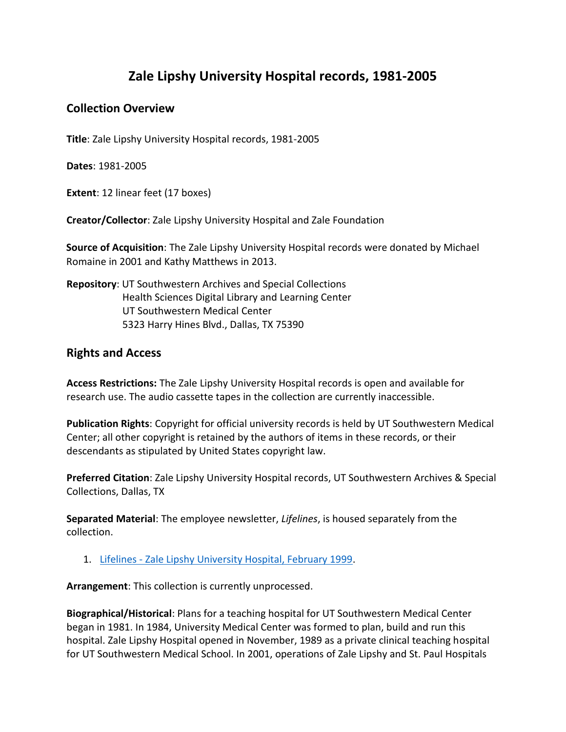# Zale Lipshy University Hospital records, 1981-2005

## Collection Overview

**Title**: Zale Lipshy University Hospital records, 1981-2005

**Dates**: 1981-2005

**Extent**: 12 linear feet (17 boxes)

**Creator/Collector**: Zale Lipshy University Hospital and Zale Foundation

**Source of Acquisition**: The Zale Lipshy University Hospital records were donated by Michael Romaine in 2001 and Kathy Matthews in 2013.

**Repository**: UT Southwestern Archives and Special Collections
Health Sciences Digital Library and Learning Center
UT Southwestern Medical Center
5323 Harry Hines Blvd., Dallas, TX 75390

## Rights and Access

**Access Restrictions:** The Zale Lipshy University Hospital records is open and available for research use. The audio cassette tapes in the collection are currently inaccessible.

**Publication Rights**: Copyright for official university records is held by UT Southwestern Medical Center; all other copyright is retained by the authors of items in these records, or their descendants as stipulated by United States copyright law.

**Preferred Citation**: Zale Lipshy University Hospital records, UT Southwestern Archives & Special Collections, Dallas, TX

**Separated Material**: The employee newsletter, *Lifelines*, is housed separately from the collection.

1. Lifelines - Zale Lipshy University Hospital, February 1999.

**Arrangement**: This collection is currently unprocessed.

**Biographical/Historical**: Plans for a teaching hospital for UT Southwestern Medical Center began in 1981. In 1984, University Medical Center was formed to plan, build and run this hospital. Zale Lipshy Hospital opened in November, 1989 as a private clinical teaching hospital for UT Southwestern Medical School. In 2001, operations of Zale Lipshy and St. Paul Hospitals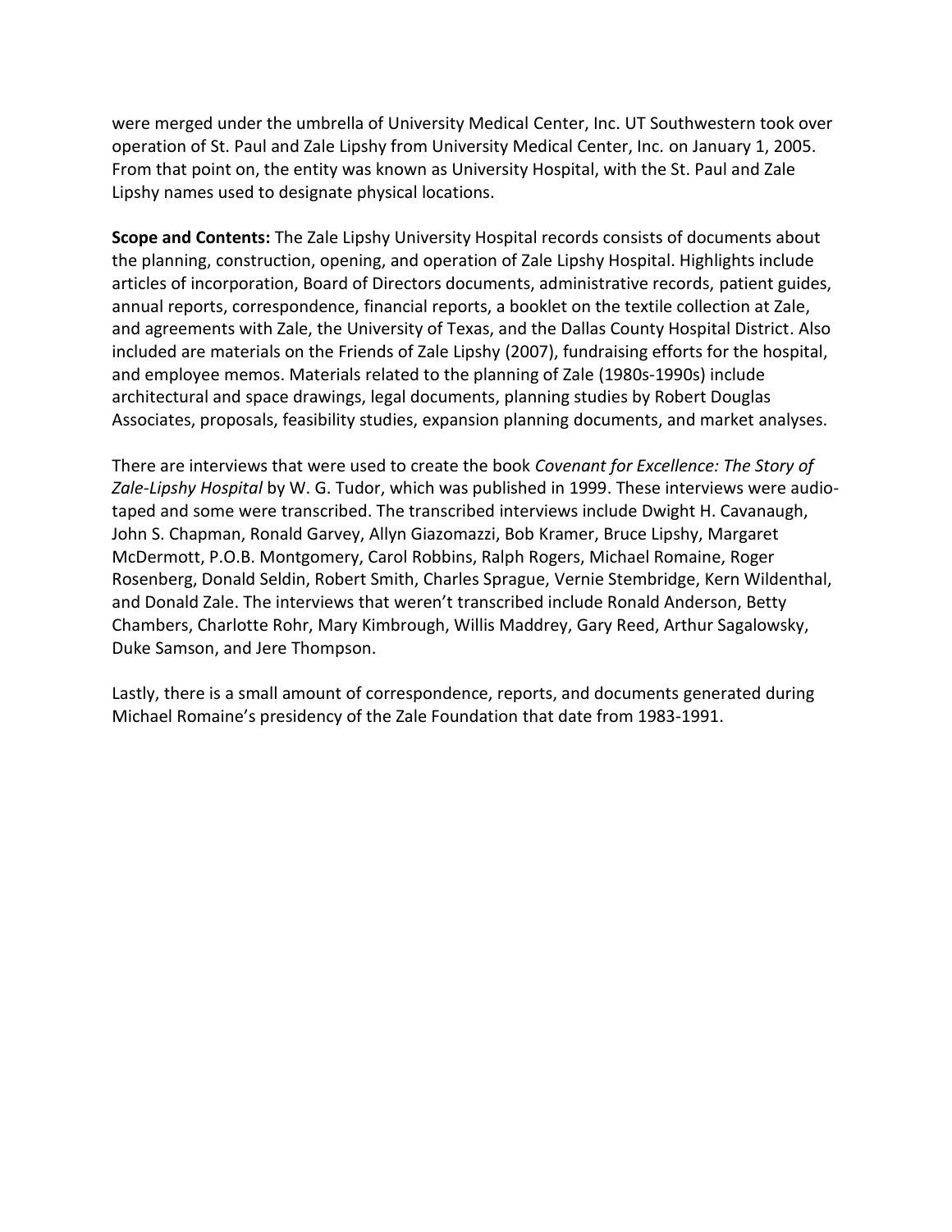were merged under the umbrella of University Medical Center, Inc. UT Southwestern took over operation of St. Paul and Zale Lipshy from University Medical Center, Inc. on January 1, 2005. From that point on, the entity was known as University Hospital, with the St. Paul and Zale Lipshy names used to designate physical locations.

**Scope and Contents:** The Zale Lipshy University Hospital records consists of documents about the planning, construction, opening, and operation of Zale Lipshy Hospital. Highlights include articles of incorporation, Board of Directors documents, administrative records, patient guides, annual reports, correspondence, financial reports, a booklet on the textile collection at Zale, and agreements with Zale, the University of Texas, and the Dallas County Hospital District. Also included are materials on the Friends of Zale Lipshy (2007), fundraising efforts for the hospital, and employee memos. Materials related to the planning of Zale (1980s-1990s) include architectural and space drawings, legal documents, planning studies by Robert Douglas Associates, proposals, feasibility studies, expansion planning documents, and market analyses.

There are interviews that were used to create the book *Covenant for Excellence: The Story of Zale-Lipshy Hospital* by W. G. Tudor, which was published in 1999. These interviews were audio-taped and some were transcribed. The transcribed interviews include Dwight H. Cavanaugh, John S. Chapman, Ronald Garvey, Allyn Giazomazzi, Bob Kramer, Bruce Lipshy, Margaret McDermott, P.O.B. Montgomery, Carol Robbins, Ralph Rogers, Michael Romaine, Roger Rosenberg, Donald Seldin, Robert Smith, Charles Sprague, Vernie Stembridge, Kern Wildenthal, and Donald Zale. The interviews that weren't transcribed include Ronald Anderson, Betty Chambers, Charlotte Rohr, Mary Kimbrough, Willis Maddrey, Gary Reed, Arthur Sagalowsky, Duke Samson, and Jere Thompson.

Lastly, there is a small amount of correspondence, reports, and documents generated during Michael Romaine's presidency of the Zale Foundation that date from 1983-1991.